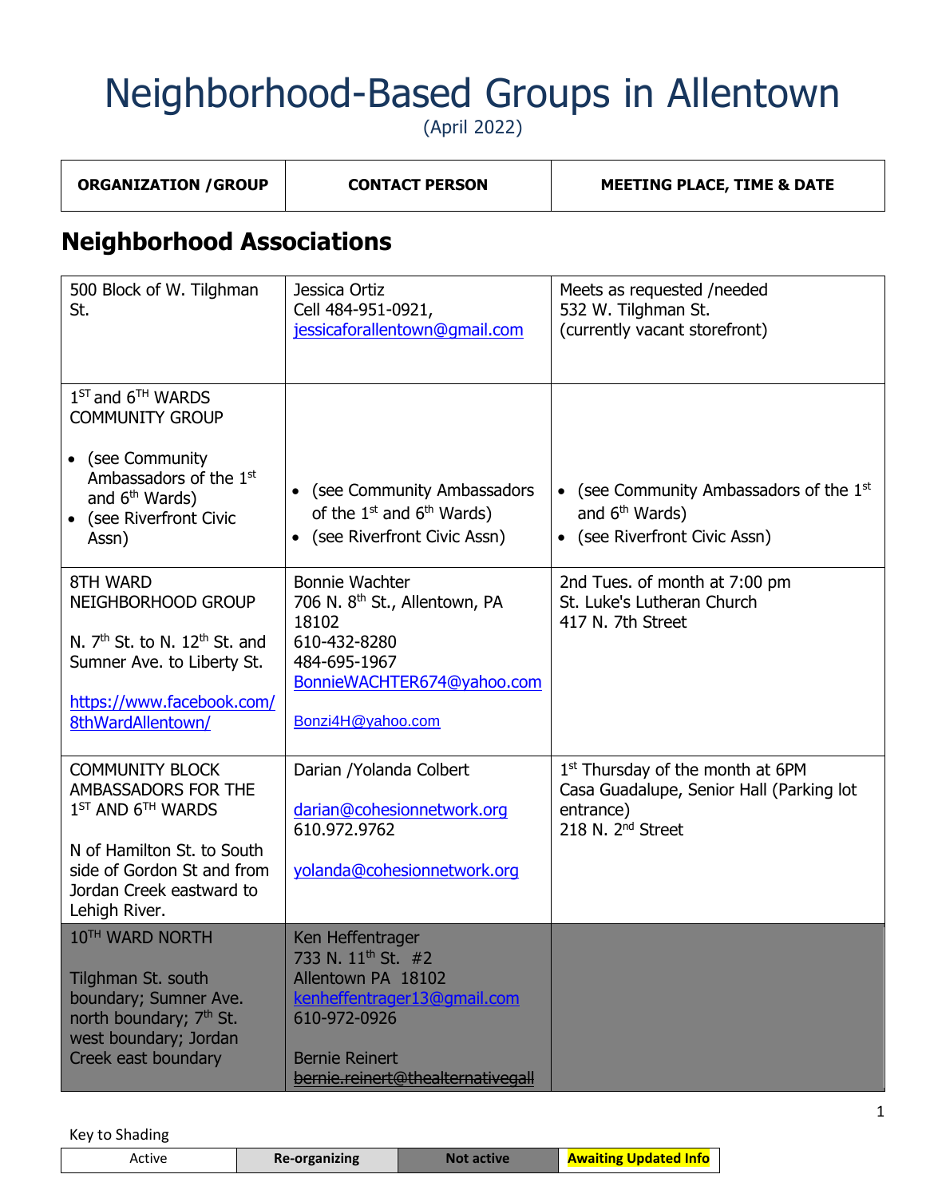# Neighborhood-Based Groups in Allentown

(April 2022)

| ORGANIZATION /GROUP | CONTACT PERSON | MEETING PLACE, TIME & DATE |
|---|---|---|

## Neighborhood Associations

| ORGANIZATION /GROUP | CONTACT PERSON | MEETING PLACE, TIME & DATE |
|---|---|---|
| 500 Block of W. Tilghman St. | Jessica Ortiz<br>Cell 484-951-0921, jessicaforallentown@gmail.com | Meets as requested /needed<br>532 W. Tilghman St.<br>(currently vacant storefront) |
| 1ST and 6TH WARDS COMMUNITY GROUP<br><br>• (see Community Ambassadors of the 1st and 6th Wards)<br>• (see Riverfront Civic Assn) | • (see Community Ambassadors of the 1st and 6th Wards)<br>• (see Riverfront Civic Assn) | • (see Community Ambassadors of the 1st and 6th Wards)<br>• (see Riverfront Civic Assn) |
| 8TH WARD NEIGHBORHOOD GROUP<br><br>N. 7th St. to N. 12th St. and Sumner Ave. to Liberty St.<br><br>https://www.facebook.com/8thWardAllentown/ | Bonnie Wachter<br>706 N. 8th St., Allentown, PA 18102<br>610-432-8280<br>484-695-1967<br>BonnieWACHTER674@yahoo.com<br><br>Bonzi4H@yahoo.com | 2nd Tues. of month at 7:00 pm<br>St. Luke's Lutheran Church<br>417 N. 7th Street |
| COMMUNITY BLOCK AMBASSADORS FOR THE 1ST AND 6TH WARDS<br><br>N of Hamilton St. to South side of Gordon St and from Jordan Creek eastward to Lehigh River. | Darian /Yolanda Colbert<br><br>darian@cohesionnetwork.org<br>610.972.9762<br><br>yolanda@cohesionnetwork.org | 1st Thursday of the month at 6PM<br>Casa Guadalupe, Senior Hall (Parking lot entrance)<br>218 N. 2nd Street |
| 10TH WARD NORTH<br><br>Tilghman St. south boundary; Sumner Ave. north boundary; 7th St. west boundary; Jordan Creek east boundary | Ken Heffentrager<br>733 N. 11th St. #2<br>Allentown PA 18102<br>kenheffentrager13@gmail.com<br>610-972-0926<br><br>Bernie Reinert<br>~~bernie.reinert@thealternativegall~~ | |

Key to Shading

| Active | Re-organizing | Not active | Awaiting Updated Info |
|---|---|---|---|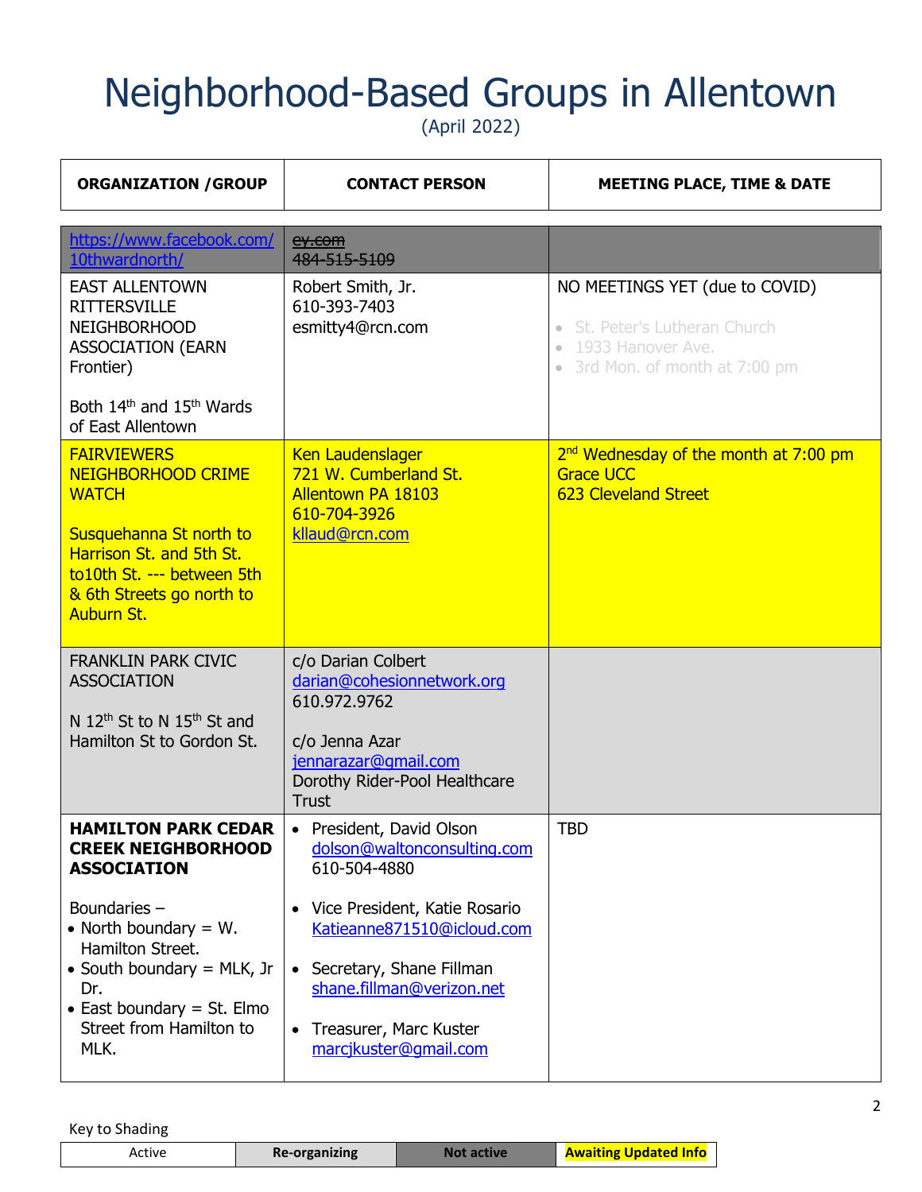# Neighborhood-Based Groups in Allentown

(April 2022)

| ORGANIZATION /GROUP | CONTACT PERSON | MEETING PLACE, TIME & DATE |
|---|---|---|
| https://www.facebook.com/10thwardnorth/ | ~~ey.com~~<br>~~484-515-5109~~ | |
| EAST ALLENTOWN RITTERSVILLE NEIGHBORHOOD ASSOCIATION (EARN Frontier)<br><br>Both 14th and 15th Wards of East Allentown | Robert Smith, Jr.<br>610-393-7403<br>esmitty4@rcn.com | NO MEETINGS YET (due to COVID)<br><br>• St. Peter's Lutheran Church<br>• 1933 Hanover Ave.<br>• 3rd Mon. of month at 7:00 pm |
| FAIRVIEWERS NEIGHBORHOOD CRIME WATCH<br><br>Susquehanna St north to Harrison St. and 5th St. to10th St. --- between 5th & 6th Streets go north to Auburn St. | Ken Laudenslager<br>721 W. Cumberland St.<br>Allentown PA 18103<br>610-704-3926<br>kllaud@rcn.com | 2nd Wednesday of the month at 7:00 pm<br>Grace UCC<br>623 Cleveland Street |
| FRANKLIN PARK CIVIC ASSOCIATION<br><br>N 12th St to N 15th St and Hamilton St to Gordon St. | c/o Darian Colbert<br>darian@cohesionnetwork.org<br>610.972.9762<br><br>c/o Jenna Azar<br>jennarazar@gmail.com<br>Dorothy Rider-Pool Healthcare Trust | |
| **HAMILTON PARK CEDAR CREEK NEIGHBORHOOD ASSOCIATION**<br><br>Boundaries –<br>• North boundary = W. Hamilton Street.<br>• South boundary = MLK, Jr Dr.<br>• East boundary = St. Elmo Street from Hamilton to MLK. | • President, David Olson<br>dolson@waltonconsulting.com<br>610-504-4880<br><br>• Vice President, Katie Rosario<br>Katieanne871510@icloud.com<br><br>• Secretary, Shane Fillman<br>shane.fillman@verizon.net<br><br>• Treasurer, Marc Kuster<br>marcjkuster@gmail.com | TBD |

Key to Shading

| Active | Re-organizing | Not active | Awaiting Updated Info |
|---|---|---|---|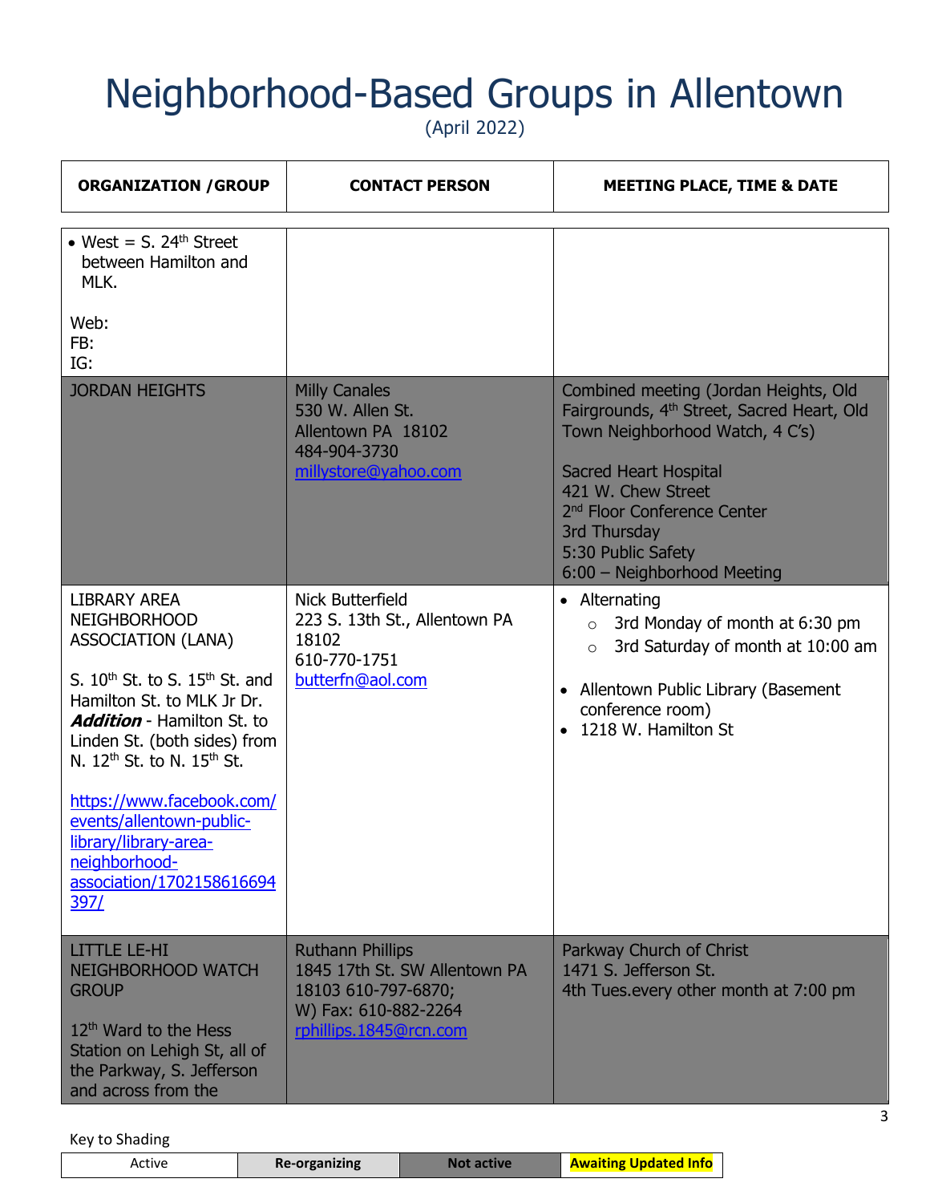# Neighborhood-Based Groups in Allentown

(April 2022)

| ORGANIZATION /GROUP | CONTACT PERSON | MEETING PLACE, TIME & DATE |
|---|---|---|
| • West = S. 24th Street between Hamilton and MLK.<br><br>Web:<br>FB:<br>IG: | | |
| JORDAN HEIGHTS | Milly Canales<br>530 W. Allen St.<br>Allentown PA 18102<br>484-904-3730<br>millystore@yahoo.com | Combined meeting (Jordan Heights, Old Fairgrounds, 4th Street, Sacred Heart, Old Town Neighborhood Watch, 4 C's)<br><br>Sacred Heart Hospital<br>421 W. Chew Street<br>2nd Floor Conference Center<br>3rd Thursday<br>5:30 Public Safety<br>6:00 – Neighborhood Meeting |
| LIBRARY AREA NEIGHBORHOOD ASSOCIATION (LANA)<br><br>S. 10th St. to S. 15th St. and Hamilton St. to MLK Jr Dr. ***Addition*** - Hamilton St. to Linden St. (both sides) from N. 12th St. to N. 15th St.<br><br>https://www.facebook.com/events/allentown-public-library/library-area-neighborhood-association/1702158616694397/ | Nick Butterfield<br>223 S. 13th St., Allentown PA 18102<br>610-770-1751<br>butterfn@aol.com | • Alternating<br>  ○ 3rd Monday of month at 6:30 pm<br>  ○ 3rd Saturday of month at 10:00 am<br><br>• Allentown Public Library (Basement conference room)<br>• 1218 W. Hamilton St |
| LITTLE LE-HI NEIGHBORHOOD WATCH GROUP<br><br>12th Ward to the Hess Station on Lehigh St, all of the Parkway, S. Jefferson and across from the | Ruthann Phillips<br>1845 17th St. SW Allentown PA 18103 610-797-6870;<br>W) Fax: 610-882-2264<br>rphillips.1845@rcn.com | Parkway Church of Christ<br>1471 S. Jefferson St.<br>4th Tues.every other month at 7:00 pm |

Key to Shading

| Active | Re-organizing | Not active | Awaiting Updated Info |
|---|---|---|---|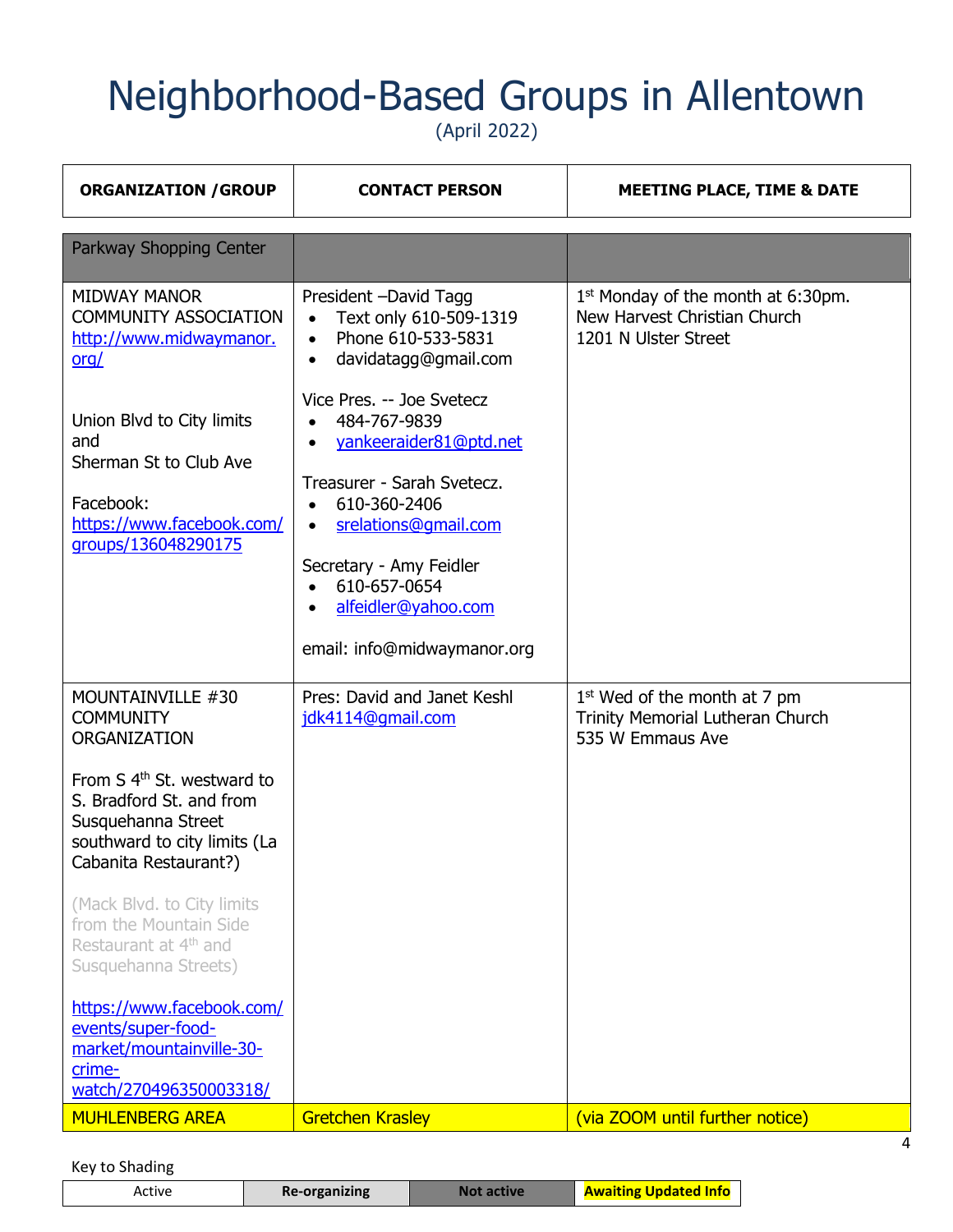# Neighborhood-Based Groups in Allentown

(April 2022)

| ORGANIZATION /GROUP | CONTACT PERSON | MEETING PLACE, TIME & DATE |
|---|---|---|
| Parkway Shopping Center | | |
| MIDWAY MANOR COMMUNITY ASSOCIATION http://www.midwaymanor.org/<br><br>Union Blvd to City limits and Sherman St to Club Ave<br><br>Facebook: https://www.facebook.com/groups/136048290175 | President –David Tagg<br>• Text only 610-509-1319<br>• Phone 610-533-5831<br>• davidatagg@gmail.com<br><br>Vice Pres. -- Joe Svetecz<br>• 484-767-9839<br>• yankeeraider81@ptd.net<br><br>Treasurer - Sarah Svetecz.<br>• 610-360-2406<br>• srelations@gmail.com<br><br>Secretary - Amy Feidler<br>• 610-657-0654<br>• alfeidler@yahoo.com<br><br>email: info@midwaymanor.org | 1st Monday of the month at 6:30pm.<br>New Harvest Christian Church<br>1201 N Ulster Street |
| MOUNTAINVILLE #30 COMMUNITY ORGANIZATION<br><br>From S 4th St. westward to S. Bradford St. and from Susquehanna Street southward to city limits (La Cabanita Restaurant?)<br><br>(Mack Blvd. to City limits from the Mountain Side Restaurant at 4th and Susquehanna Streets)<br><br>https://www.facebook.com/events/super-food-market/mountainville-30-crime-watch/270496350003318/ | Pres: David and Janet Keshl<br>jdk4114@gmail.com | 1st Wed of the month at 7 pm<br>Trinity Memorial Lutheran Church<br>535 W Emmaus Ave |
| MUHLENBERG AREA | Gretchen Krasley | (via ZOOM until further notice) |

Key to Shading

| Active | Re-organizing | Not active | Awaiting Updated Info |
|---|---|---|---|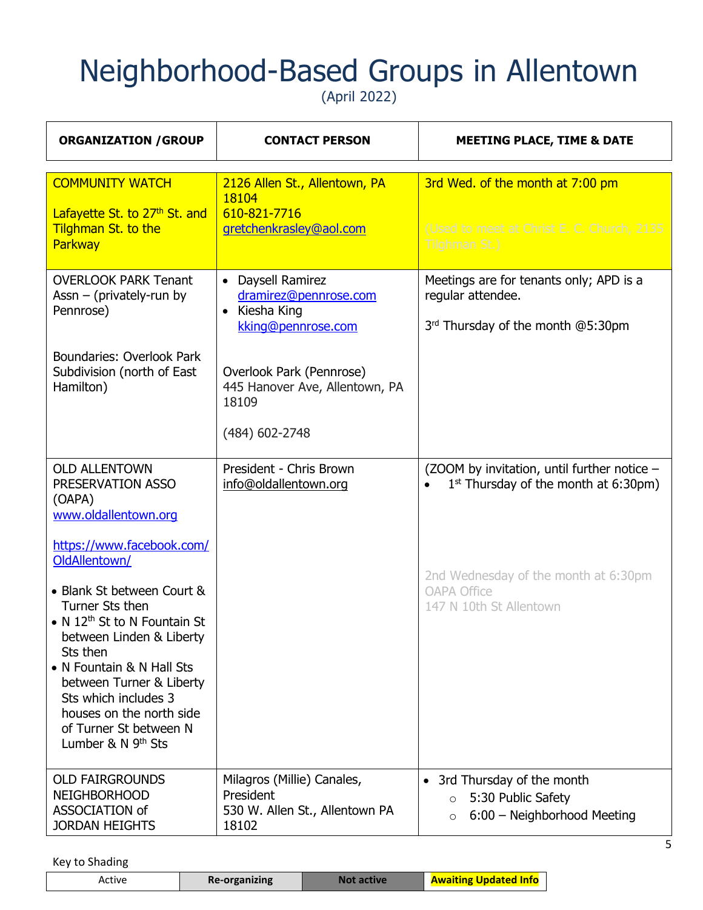# Neighborhood-Based Groups in Allentown

(April 2022)

| ORGANIZATION /GROUP | CONTACT PERSON | MEETING PLACE, TIME & DATE |
|---|---|---|
| COMMUNITY WATCH<br><br>Lafayette St. to 27th St. and Tilghman St. to the Parkway | 2126 Allen St., Allentown, PA 18104<br>610-821-7716<br>gretchenkrasley@aol.com | 3rd Wed. of the month at 7:00 pm<br><br>(Used to meet at Christ E. C. Church, 2135 Tilghman St.) |
| OVERLOOK PARK Tenant Assn – (privately-run by Pennrose)<br><br>Boundaries: Overlook Park Subdivision (north of East Hamilton) | • Daysell Ramirez dramirez@pennrose.com<br>• Kiesha King kking@pennrose.com<br><br>Overlook Park (Pennrose)<br>445 Hanover Ave, Allentown, PA 18109<br><br>(484) 602-2748 | Meetings are for tenants only; APD is a regular attendee.<br><br>3rd Thursday of the month @5:30pm |
| OLD ALLENTOWN PRESERVATION ASSO (OAPA)<br>www.oldallentown.org<br><br>https://www.facebook.com/OldAllentown/<br><br>• Blank St between Court & Turner Sts then<br>• N 12th St to N Fountain St between Linden & Liberty Sts then<br>• N Fountain & N Hall Sts between Turner & Liberty Sts which includes 3 houses on the north side of Turner St between N Lumber & N 9th Sts | President - Chris Brown<br>info@oldallentown.org | (ZOOM by invitation, until further notice –<br>• 1st Thursday of the month at 6:30pm)<br><br>2nd Wednesday of the month at 6:30pm<br>OAPA Office<br>147 N 10th St Allentown |
| OLD FAIRGROUNDS NEIGHBORHOOD ASSOCIATION of JORDAN HEIGHTS | Milagros (Millie) Canales, President<br>530 W. Allen St., Allentown PA 18102 | • 3rd Thursday of the month<br>  ○ 5:30 Public Safety<br>  ○ 6:00 – Neighborhood Meeting |

Key to Shading

| Active | Re-organizing | Not active | Awaiting Updated Info |
|---|---|---|---|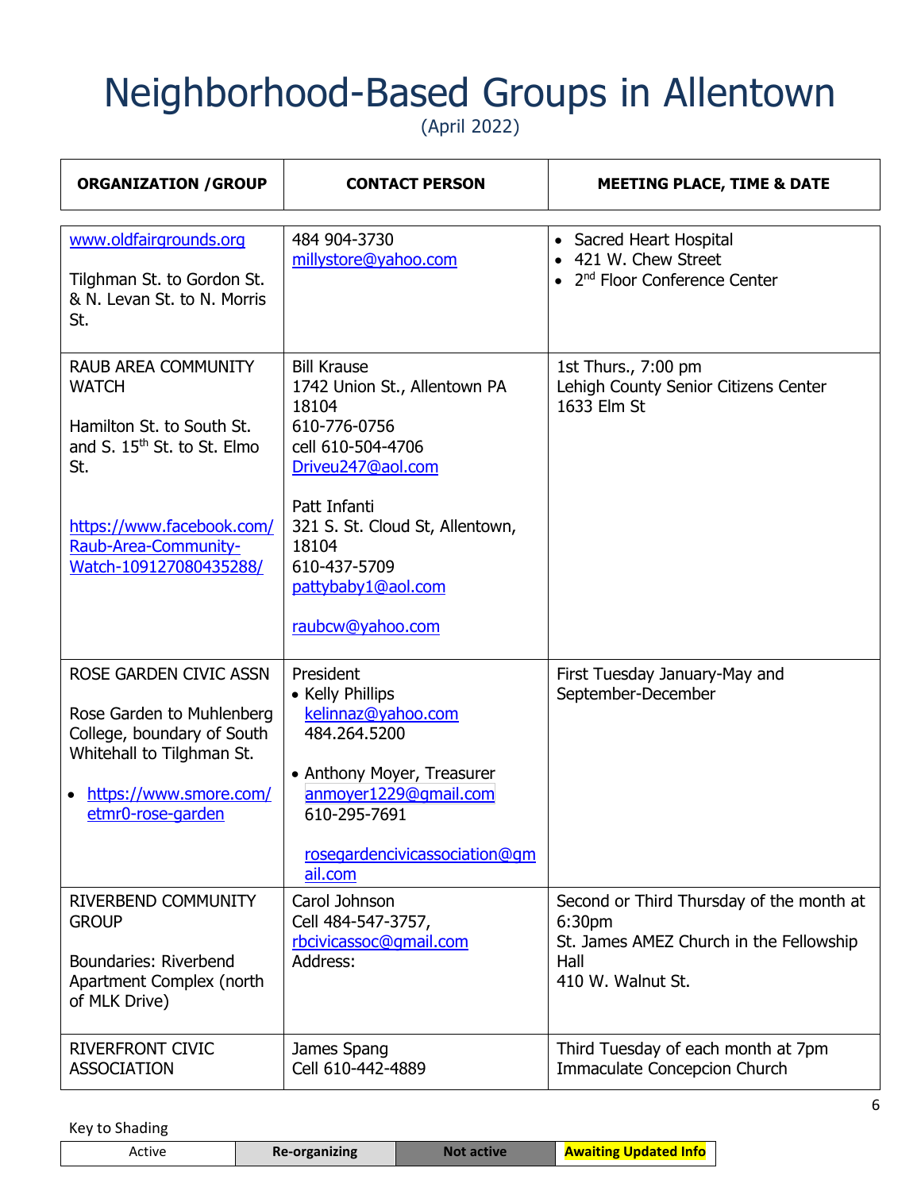# Neighborhood-Based Groups in Allentown

(April 2022)

| ORGANIZATION /GROUP | CONTACT PERSON | MEETING PLACE, TIME & DATE |
|---|---|---|
| www.oldfairgrounds.org<br><br>Tilghman St. to Gordon St. & N. Levan St. to N. Morris St. | 484 904-3730<br>millystore@yahoo.com | • Sacred Heart Hospital<br>• 421 W. Chew Street<br>• 2nd Floor Conference Center |
| RAUB AREA COMMUNITY WATCH<br><br>Hamilton St. to South St. and S. 15th St. to St. Elmo St.<br><br>https://www.facebook.com/Raub-Area-Community-Watch-109127080435288/ | Bill Krause<br>1742 Union St., Allentown PA 18104<br>610-776-0756<br>cell 610-504-4706<br>Driveu247@aol.com<br><br>Patt Infanti<br>321 S. St. Cloud St, Allentown, 18104<br>610-437-5709<br>pattybaby1@aol.com<br><br>raubcw@yahoo.com | 1st Thurs., 7:00 pm<br>Lehigh County Senior Citizens Center<br>1633 Elm St |
| ROSE GARDEN CIVIC ASSN<br><br>Rose Garden to Muhlenberg College, boundary of South Whitehall to Tilghman St.<br><br>• https://www.smore.com/etmr0-rose-garden | President<br>• Kelly Phillips<br>kelinnaz@yahoo.com<br>484.264.5200<br><br>• Anthony Moyer, Treasurer<br>anmoyer1229@gmail.com<br>610-295-7691<br><br>rosegardencivicassociation@gmail.com | First Tuesday January-May and September-December |
| RIVERBEND COMMUNITY GROUP<br><br>Boundaries: Riverbend Apartment Complex (north of MLK Drive) | Carol Johnson<br>Cell 484-547-3757,<br>rbcivicassoc@gmail.com<br>Address: | Second or Third Thursday of the month at 6:30pm<br>St. James AMEZ Church in the Fellowship Hall<br>410 W. Walnut St. |
| RIVERFRONT CIVIC ASSOCIATION | James Spang<br>Cell 610-442-4889 | Third Tuesday of each month at 7pm<br>Immaculate Concepcion Church |

Key to Shading

| Active | Re-organizing | Not active | Awaiting Updated Info |
|---|---|---|---|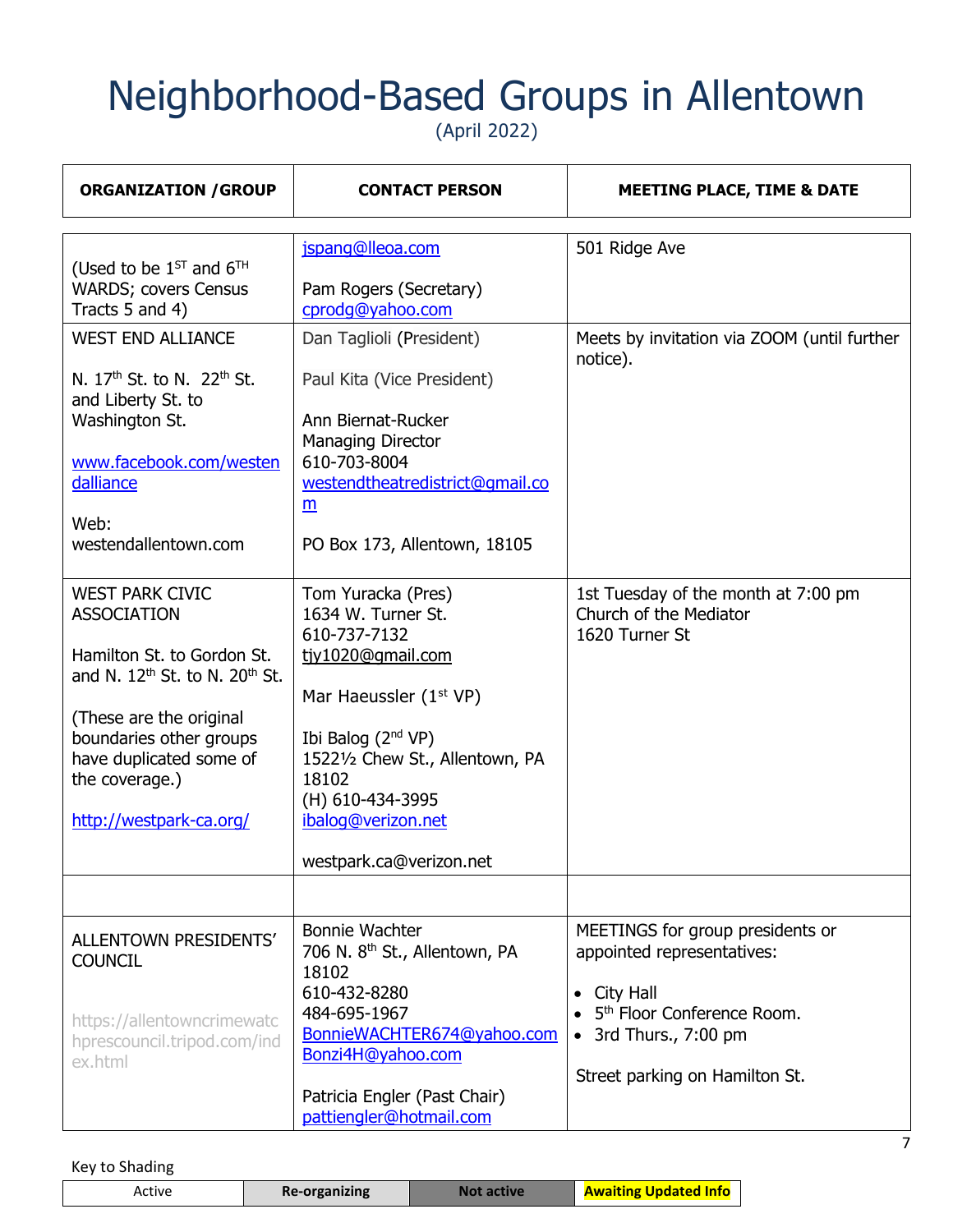# Neighborhood-Based Groups in Allentown

(April 2022)

| ORGANIZATION /GROUP | CONTACT PERSON | MEETING PLACE, TIME & DATE |
|---|---|---|
| (Used to be 1ST and 6TH WARDS; covers Census Tracts 5 and 4) | jspang@lleoa.com<br><br>Pam Rogers (Secretary)<br>cprodg@yahoo.com | 501 Ridge Ave |
| WEST END ALLIANCE<br><br>N. 17th St. to N. 22th St. and Liberty St. to Washington St.<br><br>www.facebook.com/westendalliance<br><br>Web: westendallentown.com | Dan Taglioli (President)<br><br>Paul Kita (Vice President)<br><br>Ann Biernat-Rucker<br>Managing Director<br>610-703-8004<br>westendtheatredistrict@gmail.com<br><br>PO Box 173, Allentown, 18105 | Meets by invitation via ZOOM (until further notice). |
| WEST PARK CIVIC ASSOCIATION<br><br>Hamilton St. to Gordon St. and N. 12th St. to N. 20th St.<br><br>(These are the original boundaries other groups have duplicated some of the coverage.)<br><br>http://westpark-ca.org/ | Tom Yuracka (Pres)<br>1634 W. Turner St.<br>610-737-7132<br>tjy1020@gmail.com<br><br>Mar Haeussler (1st VP)<br><br>Ibi Balog (2nd VP)<br>1522½ Chew St., Allentown, PA 18102<br>(H) 610-434-3995<br>ibalog@verizon.net<br><br>westpark.ca@verizon.net | 1st Tuesday of the month at 7:00 pm<br>Church of the Mediator<br>1620 Turner St |
| | | |
| ALLENTOWN PRESIDENTS' COUNCIL<br><br>https://allentowncrimewatchprescouncil.tripod.com/index.html | Bonnie Wachter<br>706 N. 8th St., Allentown, PA 18102<br>610-432-8280<br>484-695-1967<br>BonnieWACHTER674@yahoo.com<br>Bonzi4H@yahoo.com<br><br>Patricia Engler (Past Chair)<br>pattiengler@hotmail.com | MEETINGS for group presidents or appointed representatives:<br><br>• City Hall<br>• 5th Floor Conference Room.<br>• 3rd Thurs., 7:00 pm<br><br>Street parking on Hamilton St. |

Key to Shading

| Active | Re-organizing | Not active | Awaiting Updated Info |
|---|---|---|---|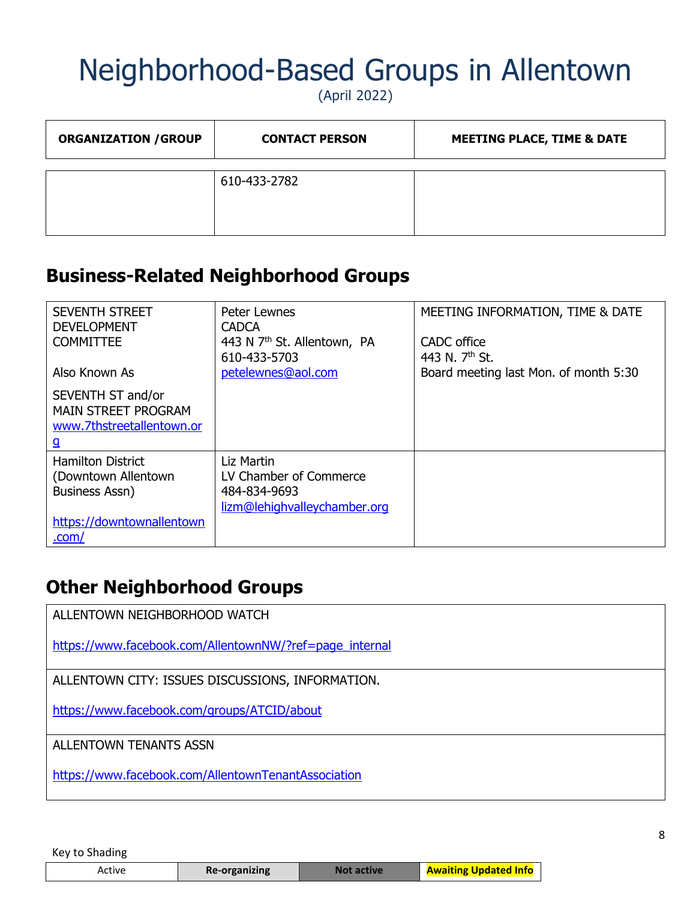# Neighborhood-Based Groups in Allentown

(April 2022)

| ORGANIZATION /GROUP | CONTACT PERSON | MEETING PLACE, TIME & DATE |
|---|---|---|
| | 610-433-2782 | |

## Business-Related Neighborhood Groups

| | | |
|---|---|---|
| SEVENTH STREET DEVELOPMENT COMMITTEE<br><br>Also Known As<br><br>SEVENTH ST and/or MAIN STREET PROGRAM<br>www.7thstreetallentown.org | Peter Lewnes<br>CADCA<br>443 N 7th St. Allentown, PA<br>610-433-5703<br>petelewnes@aol.com | MEETING INFORMATION, TIME & DATE<br><br>CADC office<br>443 N. 7th St.<br>Board meeting last Mon. of month 5:30 |
| Hamilton District (Downtown Allentown Business Assn)<br><br>https://downtownallentown.com/ | Liz Martin<br>LV Chamber of Commerce<br>484-834-9693<br>lizm@lehighvalleychamber.org | |

## Other Neighborhood Groups

| |
|---|
| ALLENTOWN NEIGHBORHOOD WATCH<br><br>https://www.facebook.com/AllentownNW/?ref=page_internal |
| ALLENTOWN CITY: ISSUES DISCUSSIONS, INFORMATION.<br><br>https://www.facebook.com/groups/ATCID/about |
| ALLENTOWN TENANTS ASSN<br><br>https://www.facebook.com/AllentownTenantAssociation |

Key to Shading

| Active | Re-organizing | Not active | Awaiting Updated Info |
|---|---|---|---|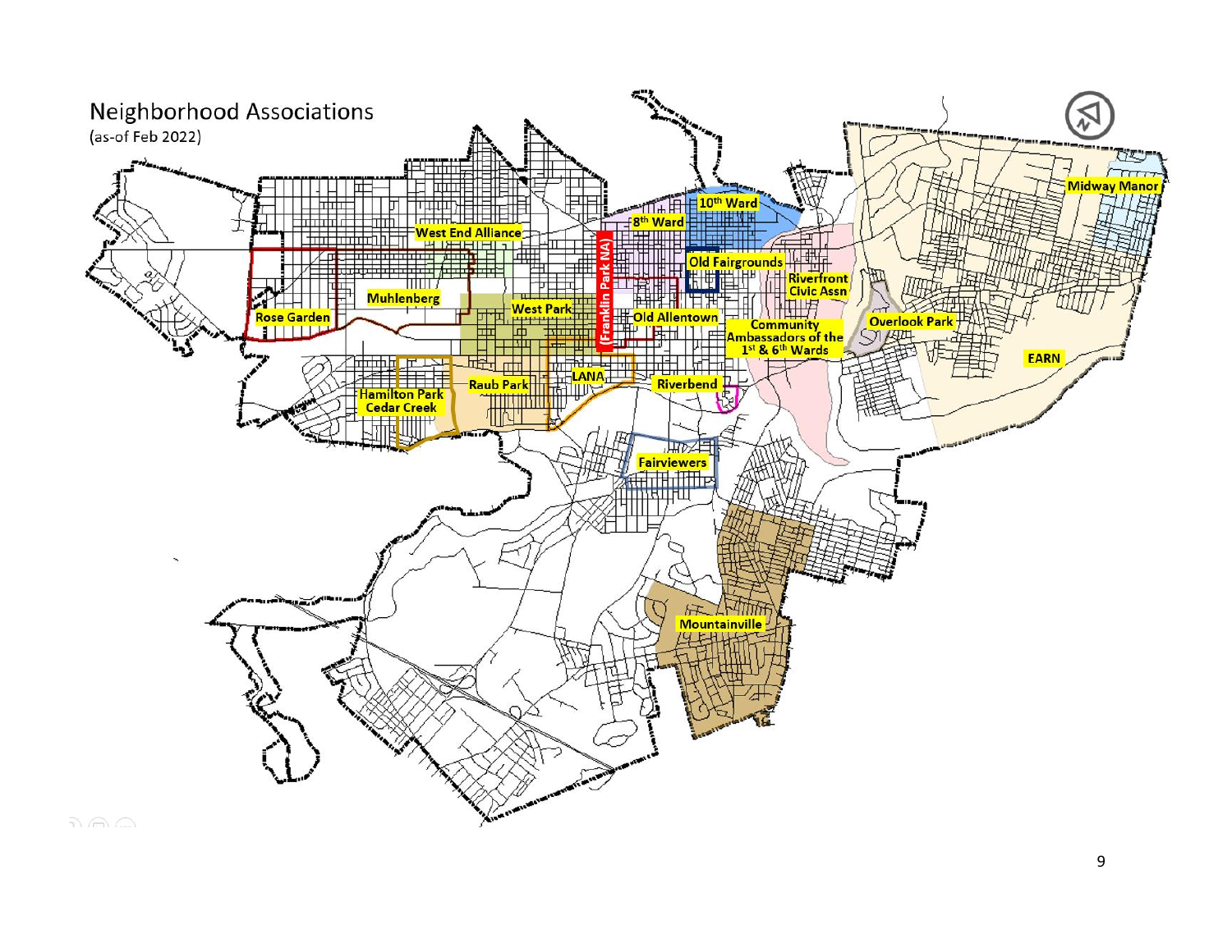# Neighborhood Associations

(as-of Feb 2022)

Midway Manor

10th Ward

8th Ward

West End Alliance

Old Fairgrounds

Riverfront Civic Assn

(Franklin Park NA)

Muhlenberg

West Park

Old Allentown

Rose Garden

Community Ambassadors of the 1st & 6th Wards

Overlook Park

EARN

LANA

Raub Park

Riverbend

Hamilton Park Cedar Creek

Fairviewers

Mountainville